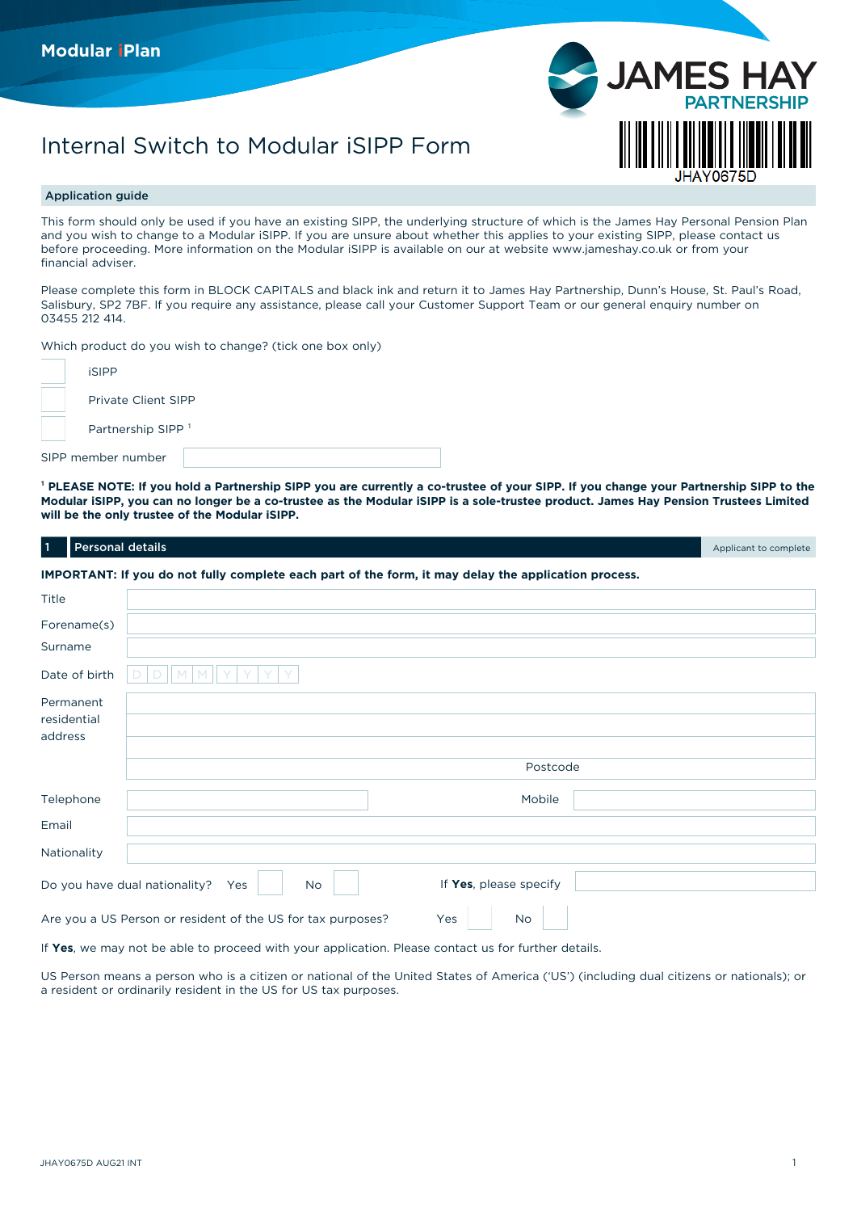Modular iPlan

JAMES HAY PARTNERSHIP

JHAY0675D

# Internal Switch to Modular iSIPP Form

## Application guide

This form should only be used if you have an existing SIPP, the underlying structure of which is the James Hay Personal Pension Plan and you wish to change to a Modular iSIPP. If you are unsure about whether this applies to your existing SIPP, please contact us before proceeding. More information on the Modular iSIPP is available on our at website www.jameshay.co.uk or from your financial adviser.

Please complete this form in BLOCK CAPITALS and black ink and return it to James Hay Partnership, Dunn's House, St. Paul's Road, Salisbury, SP2 7BF. If you require any assistance, please call your Customer Support Team or our general enquiry number on 03455 212 414.

Which product do you wish to change? (tick one box only)

- ☐ iSIPP
- ☐ Private Client SIPP
- ☐ Partnership SIPP [1]

SIPP member number ______________________

[1] **PLEASE NOTE: If you hold a Partnership SIPP you are currently a co-trustee of your SIPP. If you change your Partnership SIPP to the Modular iSIPP, you can no longer be a co-trustee as the Modular iSIPP is a sole-trustee product. James Hay Pension Trustees Limited will be the only trustee of the Modular iSIPP.**

## 1 Personal details

Applicant to complete

**IMPORTANT: If you do not fully complete each part of the form, it may delay the application process.**

Title ______________________

Forename(s) ______________________

Surname ______________________

Date of birth D D M M Y Y Y Y

Permanent residential address ______________________

Postcode ______________________

Telephone ______________________ Mobile ______________________

Email ______________________

Nationality ______________________

Do you have dual nationality? Yes ☐ No ☐ If **Yes**, please specify ______________________

Are you a US Person or resident of the US for tax purposes? Yes ☐ No ☐

If **Yes**, we may not be able to proceed with your application. Please contact us for further details.

US Person means a person who is a citizen or national of the United States of America ('US') (including dual citizens or nationals); or a resident or ordinarily resident in the US for US tax purposes.

JHAY0675D AUG21 INT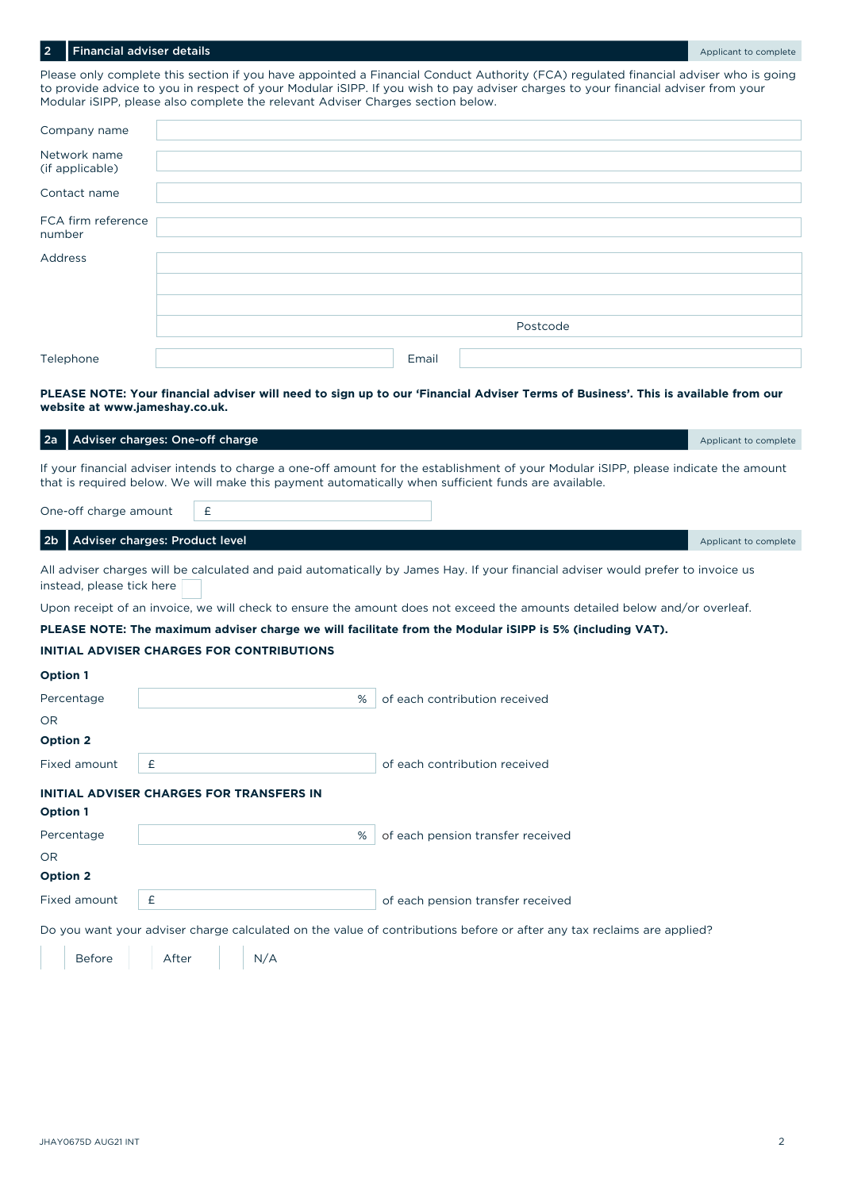## 2 Financial adviser details

Applicant to complete

Please only complete this section if you have appointed a Financial Conduct Authority (FCA) regulated financial adviser who is going to provide advice to you in respect of your Modular iSIPP. If you wish to pay adviser charges to your financial adviser from your Modular iSIPP, please also complete the relevant Adviser Charges section below.

| | |
|---|---|
| Company name | |
| Network name (if applicable) | |
| Contact name | |
| FCA firm reference number | |
| Address | |
| | |
| | |
| | Postcode |
| Telephone | Email |

**PLEASE NOTE: Your financial adviser will need to sign up to our 'Financial Adviser Terms of Business'. This is available from our website at www.jameshay.co.uk.**

## 2a Adviser charges: One-off charge

Applicant to complete

If your financial adviser intends to charge a one-off amount for the establishment of your Modular iSIPP, please indicate the amount that is required below. We will make this payment automatically when sufficient funds are available.

One-off charge amount £

## 2b Adviser charges: Product level

Applicant to complete

All adviser charges will be calculated and paid automatically by James Hay. If your financial adviser would prefer to invoice us instead, please tick here ☐

Upon receipt of an invoice, we will check to ensure the amount does not exceed the amounts detailed below and/or overleaf.

**PLEASE NOTE: The maximum adviser charge we will facilitate from the Modular iSIPP is 5% (including VAT).**

**INITIAL ADVISER CHARGES FOR CONTRIBUTIONS**

**Option 1**

Percentage ______ % of each contribution received

OR

**Option 2**

Fixed amount £ ______ of each contribution received

**INITIAL ADVISER CHARGES FOR TRANSFERS IN**

**Option 1**

Percentage ______ % of each pension transfer received

OR

**Option 2**

Fixed amount £ ______ of each pension transfer received

Do you want your adviser charge calculated on the value of contributions before or after any tax reclaims are applied?

☐ Before ☐ After ☐ N/A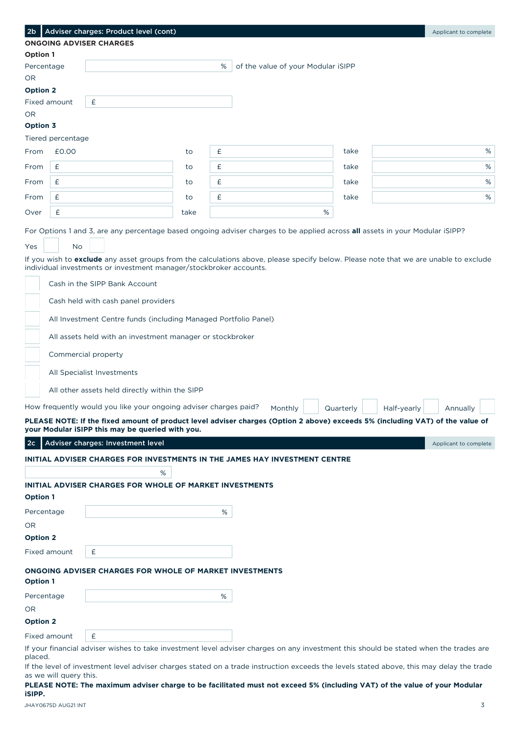## 2b Adviser charges: Product level (cont)

Applicant to complete

**ONGOING ADVISER CHARGES**

**Option 1**

Percentage [ % ] of the value of your Modular iSIPP

OR

**Option 2**

Fixed amount [ £ ]

OR

**Option 3**

Tiered percentage

| | | | | | |
|---|---|---|---|---|---|
| From | £0.00 | to | £ | take | % |
| From | £ | to | £ | take | % |
| From | £ | to | £ | take | % |
| From | £ | to | £ | take | % |
| Over | £ | take | % | | |

For Options 1 and 3, are any percentage based ongoing adviser charges to be applied across **all** assets in your Modular iSIPP?

Yes [ ] No [ ]

If you wish to **exclude** any asset groups from the calculations above, please specify below. Please note that we are unable to exclude individual investments or investment manager/stockbroker accounts.

- [ ] Cash in the SIPP Bank Account
- [ ] Cash held with cash panel providers
- [ ] All Investment Centre funds (including Managed Portfolio Panel)
- [ ] All assets held with an investment manager or stockbroker
- [ ] Commercial property
- [ ] All Specialist Investments
- [ ] All other assets held directly within the SIPP

How frequently would you like your ongoing adviser charges paid? Monthly [ ] Quarterly [ ] Half-yearly [ ] Annually [ ]

**PLEASE NOTE: If the fixed amount of product level adviser charges (Option 2 above) exceeds 5% (including VAT) of the value of your Modular iSIPP this may be queried with you.**

## 2c Adviser charges: Investment level

Applicant to complete

**INITIAL ADVISER CHARGES FOR INVESTMENTS IN THE JAMES HAY INVESTMENT CENTRE**

[ % ]

**INITIAL ADVISER CHARGES FOR WHOLE OF MARKET INVESTMENTS**

**Option 1**

Percentage [ % ]

OR

**Option 2**

Fixed amount [ £ ]

**ONGOING ADVISER CHARGES FOR WHOLE OF MARKET INVESTMENTS**

**Option 1**

Percentage [ % ]

OR

**Option 2**

Fixed amount [ £ ]

If your financial adviser wishes to take investment level adviser charges on any investment this should be stated when the trades are placed.

If the level of investment level adviser charges stated on a trade instruction exceeds the levels stated above, this may delay the trade as we will query this.

**PLEASE NOTE: The maximum adviser charge to be facilitated must not exceed 5% (including VAT) of the value of your Modular iSIPP.**

JHAY0675D AUG21 INT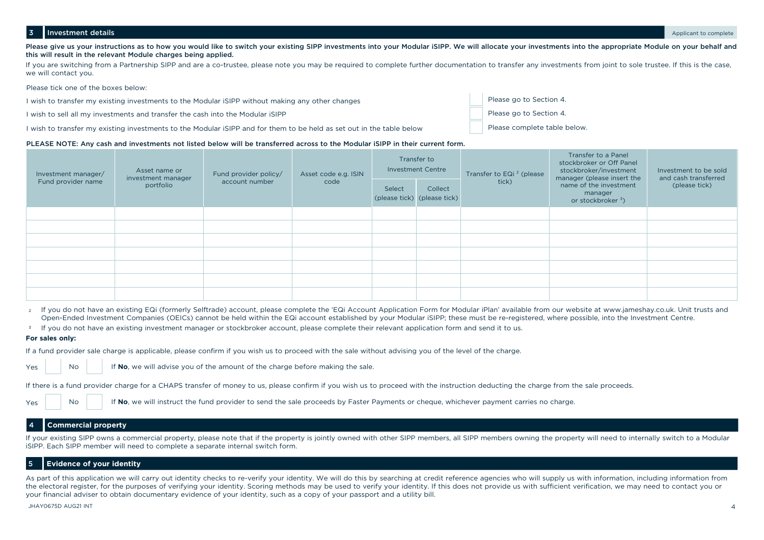## 3 Investment details

Applicant to complete

**Please give us your instructions as to how you would like to switch your existing SIPP investments into your Modular iSIPP. We will allocate your investments into the appropriate Module on your behalf and this will result in the relevant Module charges being applied.**

If you are switching from a Partnership SIPP and are a co-trustee, please note you may be required to complete further documentation to transfer any investments from joint to sole trustee. If this is the case, we will contact you.

Please tick one of the boxes below:

| | | |
|---|---|---|
| I wish to transfer my existing investments to the Modular iSIPP without making any other changes | ☐ | Please go to Section 4. |
| I wish to sell all my investments and transfer the cash into the Modular iSIPP | ☐ | Please go to Section 4. |
| I wish to transfer my existing investments to the Modular iSIPP and for them to be held as set out in the table below | ☐ | Please complete table below. |

**PLEASE NOTE: Any cash and investments not listed below will be transferred across to the Modular iSIPP in their current form.**

| Investment manager/ Fund provider name | Asset name or investment manager portfolio | Fund provider policy/ account number | Asset code e.g. ISIN code | Transfer to Investment Centre | | Transfer to EQi [2] (please tick) | Transfer to a Panel stockbroker or Off Panel stockbroker/investment manager (please insert the name of the investment manager or stockbroker [3]) | Investment to be sold and cash transferred (please tick) |
|---|---|---|---|---|---|---|---|---|
| | | | | Select (please tick) | Collect (please tick) | | | |
| | | | | | | | | |
| | | | | | | | | |
| | | | | | | | | |
| | | | | | | | | |
| | | | | | | | | |
| | | | | | | | | |
| | | | | | | | | |

[2] If you do not have an existing EQi (formerly Selftrade) account, please complete the 'EQi Account Application Form for Modular iPlan' available from our website at www.jameshay.co.uk. Unit trusts and Open-Ended Investment Companies (OEICs) cannot be held within the EQi account established by your Modular iSIPP; these must be re-registered, where possible, into the Investment Centre.

[3] If you do not have an existing investment manager or stockbroker account, please complete their relevant application form and send it to us.

**For sales only:**

If a fund provider sale charge is applicable, please confirm if you wish us to proceed with the sale without advising you of the level of the charge.

Yes ☐ No ☐ If **No**, we will advise you of the amount of the charge before making the sale.

If there is a fund provider charge for a CHAPS transfer of money to us, please confirm if you wish us to proceed with the instruction deducting the charge from the sale proceeds.

Yes ☐ No ☐ If **No**, we will instruct the fund provider to send the sale proceeds by Faster Payments or cheque, whichever payment carries no charge.

## 4 Commercial property

If your existing SIPP owns a commercial property, please note that if the property is jointly owned with other SIPP members, all SIPP members owning the property will need to internally switch to a Modular iSIPP. Each SIPP member will need to complete a separate internal switch form.

## 5 Evidence of your identity

As part of this application we will carry out identity checks to re-verify your identity. We will do this by searching at credit reference agencies who will supply us with information, including information from the electoral register, for the purposes of verifying your identity. Scoring methods may be used to verify your identity. If this does not provide us with sufficient verification, we may need to contact you or your financial adviser to obtain documentary evidence of your identity, such as a copy of your passport and a utility bill.

JHAY0675D AUG21 INT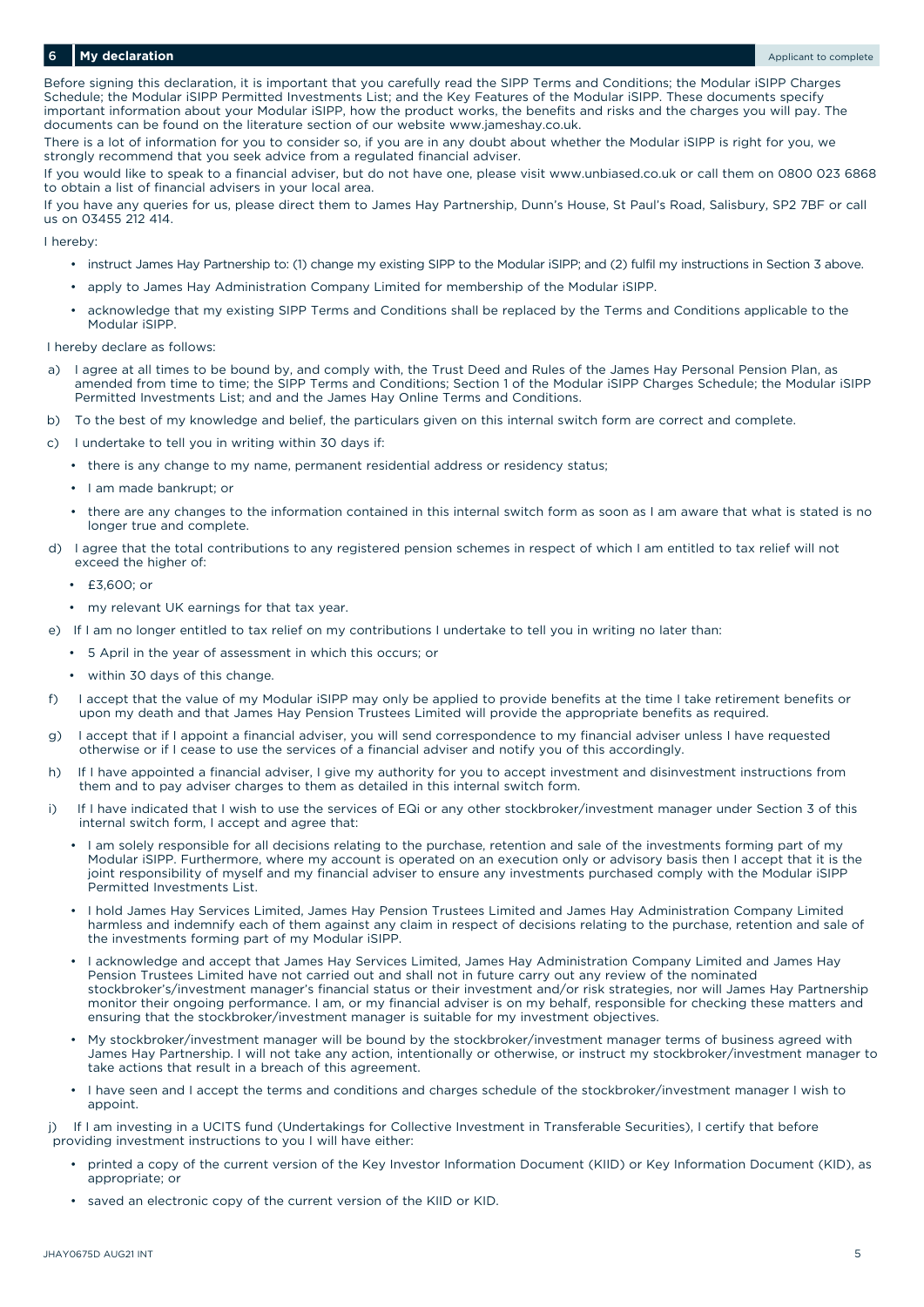## 6 My declaration

Applicant to complete

Before signing this declaration, it is important that you carefully read the SIPP Terms and Conditions; the Modular iSIPP Charges Schedule; the Modular iSIPP Permitted Investments List; and the Key Features of the Modular iSIPP. These documents specify important information about your Modular iSIPP, how the product works, the benefits and risks and the charges you will pay. The documents can be found on the literature section of our website www.jameshay.co.uk.

There is a lot of information for you to consider so, if you are in any doubt about whether the Modular iSIPP is right for you, we strongly recommend that you seek advice from a regulated financial adviser.

If you would like to speak to a financial adviser, but do not have one, please visit www.unbiased.co.uk or call them on 0800 023 6868 to obtain a list of financial advisers in your local area.

If you have any queries for us, please direct them to James Hay Partnership, Dunn's House, St Paul's Road, Salisbury, SP2 7BF or call us on 03455 212 414.

I hereby:

- instruct James Hay Partnership to: (1) change my existing SIPP to the Modular iSIPP; and (2) fulfil my instructions in Section 3 above.
- apply to James Hay Administration Company Limited for membership of the Modular iSIPP.
- acknowledge that my existing SIPP Terms and Conditions shall be replaced by the Terms and Conditions applicable to the Modular iSIPP.

I hereby declare as follows:

a) I agree at all times to be bound by, and comply with, the Trust Deed and Rules of the James Hay Personal Pension Plan, as amended from time to time; the SIPP Terms and Conditions; Section 1 of the Modular iSIPP Charges Schedule; the Modular iSIPP Permitted Investments List; and and the James Hay Online Terms and Conditions.

b) To the best of my knowledge and belief, the particulars given on this internal switch form are correct and complete.

c) I undertake to tell you in writing within 30 days if:
   - there is any change to my name, permanent residential address or residency status;
   - I am made bankrupt; or
   - there are any changes to the information contained in this internal switch form as soon as I am aware that what is stated is no longer true and complete.

d) I agree that the total contributions to any registered pension schemes in respect of which I am entitled to tax relief will not exceed the higher of:
   - £3,600; or
   - my relevant UK earnings for that tax year.

e) If I am no longer entitled to tax relief on my contributions I undertake to tell you in writing no later than:
   - 5 April in the year of assessment in which this occurs; or
   - within 30 days of this change.

f) I accept that the value of my Modular iSIPP may only be applied to provide benefits at the time I take retirement benefits or upon my death and that James Hay Pension Trustees Limited will provide the appropriate benefits as required.

g) I accept that if I appoint a financial adviser, you will send correspondence to my financial adviser unless I have requested otherwise or if I cease to use the services of a financial adviser and notify you of this accordingly.

h) If I have appointed a financial adviser, I give my authority for you to accept investment and disinvestment instructions from them and to pay adviser charges to them as detailed in this internal switch form.

i) If I have indicated that I wish to use the services of EQi or any other stockbroker/investment manager under Section 3 of this internal switch form, I accept and agree that:
   - I am solely responsible for all decisions relating to the purchase, retention and sale of the investments forming part of my Modular iSIPP. Furthermore, where my account is operated on an execution only or advisory basis then I accept that it is the joint responsibility of myself and my financial adviser to ensure any investments purchased comply with the Modular iSIPP Permitted Investments List.
   - I hold James Hay Services Limited, James Hay Pension Trustees Limited and James Hay Administration Company Limited harmless and indemnify each of them against any claim in respect of decisions relating to the purchase, retention and sale of the investments forming part of my Modular iSIPP.
   - I acknowledge and accept that James Hay Services Limited, James Hay Administration Company Limited and James Hay Pension Trustees Limited have not carried out and shall not in future carry out any review of the nominated stockbroker's/investment manager's financial status or their investment and/or risk strategies, nor will James Hay Partnership monitor their ongoing performance. I am, or my financial adviser is on my behalf, responsible for checking these matters and ensuring that the stockbroker/investment manager is suitable for my investment objectives.
   - My stockbroker/investment manager will be bound by the stockbroker/investment manager terms of business agreed with James Hay Partnership. I will not take any action, intentionally or otherwise, or instruct my stockbroker/investment manager to take actions that result in a breach of this agreement.
   - I have seen and I accept the terms and conditions and charges schedule of the stockbroker/investment manager I wish to appoint.

j) If I am investing in a UCITS fund (Undertakings for Collective Investment in Transferable Securities), I certify that before providing investment instructions to you I will have either:
   - printed a copy of the current version of the Key Investor Information Document (KIID) or Key Information Document (KID), as appropriate; or
   - saved an electronic copy of the current version of the KIID or KID.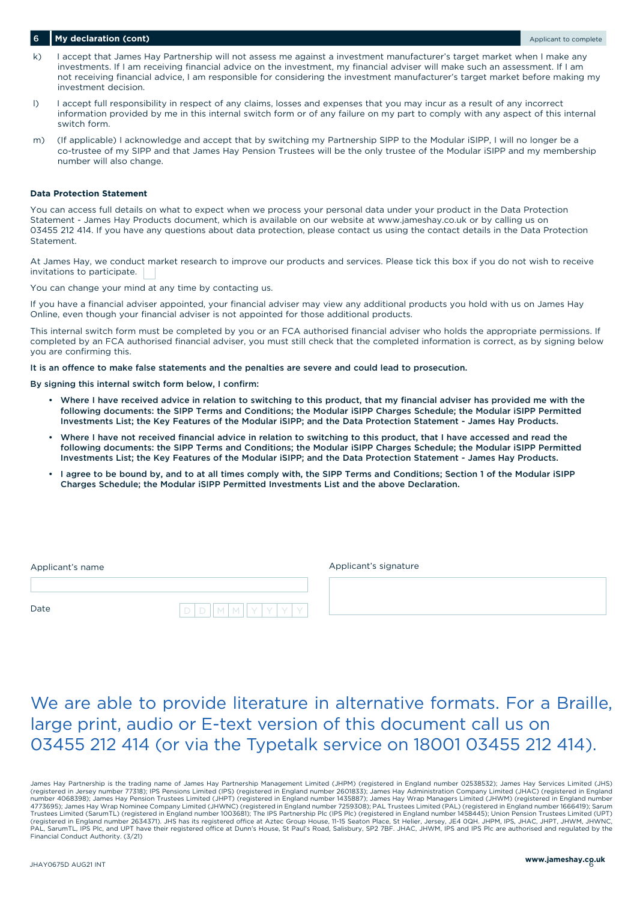## 6 My declaration (cont)

Applicant to complete

k) I accept that James Hay Partnership will not assess me against a investment manufacturer's target market when I make any investments. If I am receiving financial advice on the investment, my financial adviser will make such an assessment. If I am not receiving financial advice, I am responsible for considering the investment manufacturer's target market before making my investment decision.

l) I accept full responsibility in respect of any claims, losses and expenses that you may incur as a result of any incorrect information provided by me in this internal switch form or of any failure on my part to comply with any aspect of this internal switch form.

m) (If applicable) I acknowledge and accept that by switching my Partnership SIPP to the Modular iSIPP, I will no longer be a co-trustee of my SIPP and that James Hay Pension Trustees will be the only trustee of the Modular iSIPP and my membership number will also change.

**Data Protection Statement**

You can access full details on what to expect when we process your personal data under your product in the Data Protection Statement - James Hay Products document, which is available on our website at www.jameshay.co.uk or by calling us on 03455 212 414. If you have any questions about data protection, please contact us using the contact details in the Data Protection Statement.

At James Hay, we conduct market research to improve our products and services. Please tick this box if you do not wish to receive invitations to participate. ☐

You can change your mind at any time by contacting us.

If you have a financial adviser appointed, your financial adviser may view any additional products you hold with us on James Hay Online, even though your financial adviser is not appointed for those additional products.

This internal switch form must be completed by you or an FCA authorised financial adviser who holds the appropriate permissions. If completed by an FCA authorised financial adviser, you must still check that the completed information is correct, as by signing below you are confirming this.

**It is an offence to make false statements and the penalties are severe and could lead to prosecution.**

**By signing this internal switch form below, I confirm:**

- **Where I have received advice in relation to switching to this product, that my financial adviser has provided me with the following documents: the SIPP Terms and Conditions; the Modular iSIPP Charges Schedule; the Modular iSIPP Permitted Investments List; the Key Features of the Modular iSIPP; and the Data Protection Statement - James Hay Products.**
- **Where I have not received financial advice in relation to switching to this product, that I have accessed and read the following documents: the SIPP Terms and Conditions; the Modular iSIPP Charges Schedule; the Modular iSIPP Permitted Investments List; the Key Features of the Modular iSIPP; and the Data Protection Statement - James Hay Products.**
- **I agree to be bound by, and to at all times comply with, the SIPP Terms and Conditions; Section 1 of the Modular iSIPP Charges Schedule; the Modular iSIPP Permitted Investments List and the above Declaration.**

Applicant's name

Applicant's signature

Date D D M M Y Y Y Y

We are able to provide literature in alternative formats. For a Braille, large print, audio or E-text version of this document call us on 03455 212 414 (or via the Typetalk service on 18001 03455 212 414).

James Hay Partnership is the trading name of James Hay Partnership Management Limited (JHPM) (registered in England number 02538532); James Hay Services Limited (JHS) (registered in Jersey number 77318); IPS Pensions Limited (IPS) (registered in England number 2601833); James Hay Administration Company Limited (JHAC) (registered in England number 4068398); James Hay Pension Trustees Limited (JHPT) (registered in England number 1435887); James Hay Wrap Managers Limited (JHWM) (registered in England number 4773695); James Hay Wrap Nominee Company Limited (JHWNC) (registered in England number 7259308); PAL Trustees Limited (PAL) (registered in England number 1666419); Sarum Trustees Limited (SarumTL) (registered in England number 1003681); The IPS Partnership Plc (IPS Plc) (registered in England number 1458445); Union Pension Trustees Limited (UPT) (registered in England number 2634371). JHS has its registered office at Aztec Group House, 11-15 Seaton Place, St Helier, Jersey, JE4 0QH. JHPM, IPS, JHAC, JHPT, JHWM, JHWNC, PAL, SarumTL, IPS Plc, and UPT have their registered office at Dunn's House, St Paul's Road, Salisbury, SP2 7BF. JHAC, JHWM, IPS and IPS Plc are authorised and regulated by the Financial Conduct Authority. (3/21)

JHAY0675D AUG21 INT

www.jameshay.co.uk